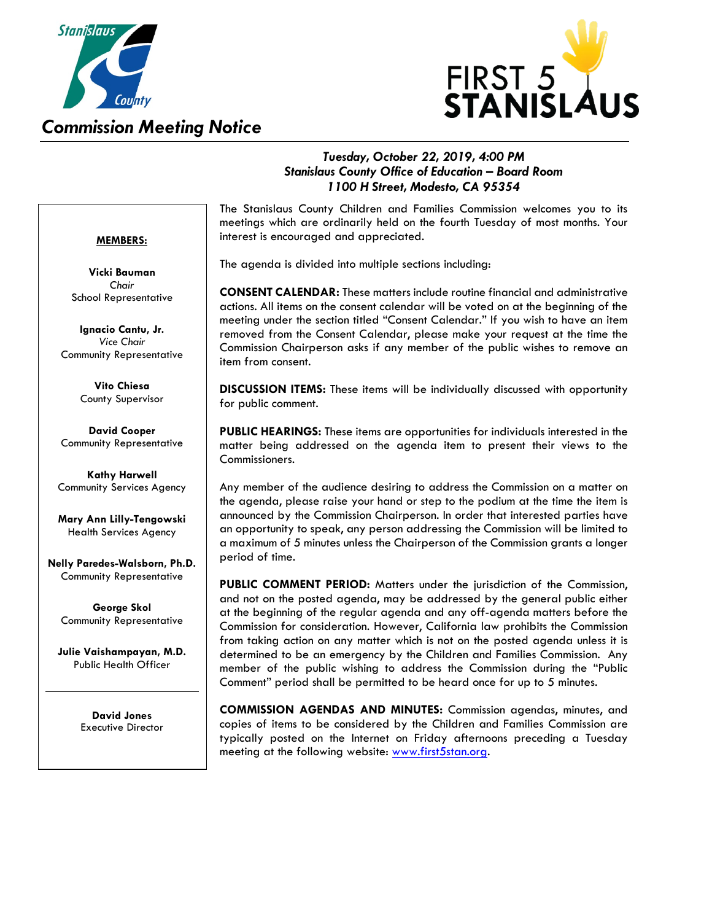# Commission Meeting Notice

FIRST 5 STANISLAUS

***Tuesday, October 22, 2019, 4:00 PM***
***Stanislaus County Office of Education – Board Room***
***1100 H Street, Modesto, CA 95354***

**MEMBERS:**

**Vicki Bauman**
*Chair*
School Representative

**Ignacio Cantu, Jr.**
*Vice Chair*
Community Representative

**Vito Chiesa**
County Supervisor

**David Cooper**
Community Representative

**Kathy Harwell**
Community Services Agency

**Mary Ann Lilly-Tengowski**
Health Services Agency

**Nelly Paredes-Walsborn, Ph.D.**
Community Representative

**George Skol**
Community Representative

**Julie Vaishampayan, M.D.**
Public Health Officer

---

**David Jones**
Executive Director

The Stanislaus County Children and Families Commission welcomes you to its meetings which are ordinarily held on the fourth Tuesday of most months. Your interest is encouraged and appreciated.

The agenda is divided into multiple sections including:

**CONSENT CALENDAR:** These matters include routine financial and administrative actions. All items on the consent calendar will be voted on at the beginning of the meeting under the section titled "Consent Calendar." If you wish to have an item removed from the Consent Calendar, please make your request at the time the Commission Chairperson asks if any member of the public wishes to remove an item from consent.

**DISCUSSION ITEMS:** These items will be individually discussed with opportunity for public comment.

**PUBLIC HEARINGS:** These items are opportunities for individuals interested in the matter being addressed on the agenda item to present their views to the Commissioners.

Any member of the audience desiring to address the Commission on a matter on the agenda, please raise your hand or step to the podium at the time the item is announced by the Commission Chairperson. In order that interested parties have an opportunity to speak, any person addressing the Commission will be limited to a maximum of 5 minutes unless the Chairperson of the Commission grants a longer period of time.

**PUBLIC COMMENT PERIOD:** Matters under the jurisdiction of the Commission, and not on the posted agenda, may be addressed by the general public either at the beginning of the regular agenda and any off-agenda matters before the Commission for consideration. However, California law prohibits the Commission from taking action on any matter which is not on the posted agenda unless it is determined to be an emergency by the Children and Families Commission. Any member of the public wishing to address the Commission during the "Public Comment" period shall be permitted to be heard once for up to 5 minutes.

**COMMISSION AGENDAS AND MINUTES:** Commission agendas, minutes, and copies of items to be considered by the Children and Families Commission are typically posted on the Internet on Friday afternoons preceding a Tuesday meeting at the following website: [www.first5stan.org](http://www.first5stan.org).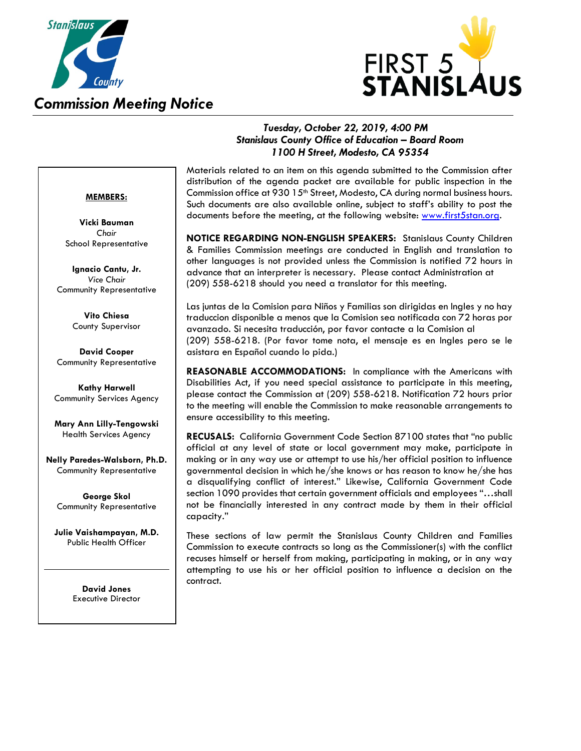Stanislaus County

# Commission Meeting Notice

FIRST 5 STANISLAUS

***Tuesday, October 22, 2019, 4:00 PM***
***Stanislaus County Office of Education – Board Room***
***1100 H Street, Modesto, CA 95354***

**MEMBERS:**

**Vicki Bauman**
*Chair*
School Representative

**Ignacio Cantu, Jr.**
*Vice Chair*
Community Representative

**Vito Chiesa**
County Supervisor

**David Cooper**
Community Representative

**Kathy Harwell**
Community Services Agency

**Mary Ann Lilly-Tengowski**
Health Services Agency

**Nelly Paredes-Walsborn, Ph.D.**
Community Representative

**George Skol**
Community Representative

**Julie Vaishampayan, M.D.**
Public Health Officer

**David Jones**
Executive Director

Materials related to an item on this agenda submitted to the Commission after distribution of the agenda packet are available for public inspection in the Commission office at 930 15th Street, Modesto, CA during normal business hours. Such documents are also available online, subject to staff's ability to post the documents before the meeting, at the following website: www.first5stan.org.

**NOTICE REGARDING NON-ENGLISH SPEAKERS:** Stanislaus County Children & Families Commission meetings are conducted in English and translation to other languages is not provided unless the Commission is notified 72 hours in advance that an interpreter is necessary. Please contact Administration at (209) 558-6218 should you need a translator for this meeting.

Las juntas de la Comision para Niños y Familias son dirigidas en Ingles y no hay traduccion disponible a menos que la Comision sea notificada con 72 horas por avanzado. Si necesita traducción, por favor contacte a la Comision al (209) 558-6218. (Por favor tome nota, el mensaje es en Ingles pero se le asistara en Español cuando lo pida.)

**REASONABLE ACCOMMODATIONS:** In compliance with the Americans with Disabilities Act, if you need special assistance to participate in this meeting, please contact the Commission at (209) 558-6218. Notification 72 hours prior to the meeting will enable the Commission to make reasonable arrangements to ensure accessibility to this meeting.

**RECUSALS:** California Government Code Section 87100 states that "no public official at any level of state or local government may make, participate in making or in any way use or attempt to use his/her official position to influence governmental decision in which he/she knows or has reason to know he/she has a disqualifying conflict of interest." Likewise, California Government Code section 1090 provides that certain government officials and employees "…shall not be financially interested in any contract made by them in their official capacity."

These sections of law permit the Stanislaus County Children and Families Commission to execute contracts so long as the Commissioner(s) with the conflict recuses himself or herself from making, participating in making, or in any way attempting to use his or her official position to influence a decision on the contract.